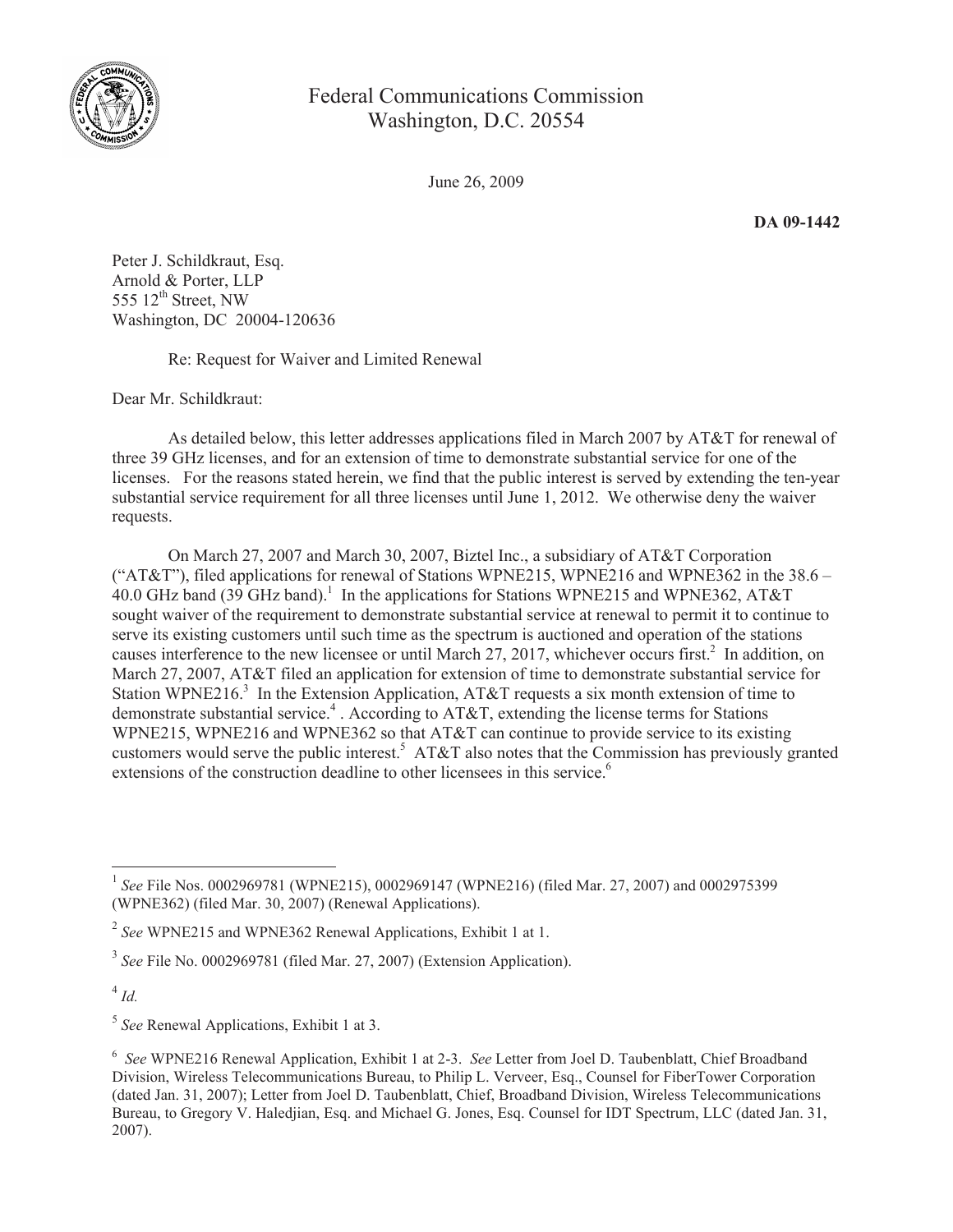Federal Communications Commission
Washington, D.C. 20554

June 26, 2009

**DA 09-1442**

Peter J. Schildkraut, Esq.
Arnold & Porter, LLP
555 12th Street, NW
Washington, DC 20004-120636

Re: Request for Waiver and Limited Renewal

Dear Mr. Schildkraut:

As detailed below, this letter addresses applications filed in March 2007 by AT&T for renewal of three 39 GHz licenses, and for an extension of time to demonstrate substantial service for one of the licenses. For the reasons stated herein, we find that the public interest is served by extending the ten-year substantial service requirement for all three licenses until June 1, 2012. We otherwise deny the waiver requests.

On March 27, 2007 and March 30, 2007, Biztel Inc., a subsidiary of AT&T Corporation ("AT&T"), filed applications for renewal of Stations WPNE215, WPNE216 and WPNE362 in the 38.6 – 40.0 GHz band (39 GHz band).[1] In the applications for Stations WPNE215 and WPNE362, AT&T sought waiver of the requirement to demonstrate substantial service at renewal to permit it to continue to serve its existing customers until such time as the spectrum is auctioned and operation of the stations causes interference to the new licensee or until March 27, 2017, whichever occurs first.[2] In addition, on March 27, 2007, AT&T filed an application for extension of time to demonstrate substantial service for Station WPNE216.[3] In the Extension Application, AT&T requests a six month extension of time to demonstrate substantial service.[4] . According to AT&T, extending the license terms for Stations WPNE215, WPNE216 and WPNE362 so that AT&T can continue to provide service to its existing customers would serve the public interest.[5] AT&T also notes that the Commission has previously granted extensions of the construction deadline to other licensees in this service.[6]

---

[1] *See* File Nos. 0002969781 (WPNE215), 0002969147 (WPNE216) (filed Mar. 27, 2007) and 0002975399 (WPNE362) (filed Mar. 30, 2007) (Renewal Applications).

[2] *See* WPNE215 and WPNE362 Renewal Applications, Exhibit 1 at 1.

[3] *See* File No. 0002969781 (filed Mar. 27, 2007) (Extension Application).

[4] *Id.*

[5] *See* Renewal Applications, Exhibit 1 at 3.

[6] *See* WPNE216 Renewal Application, Exhibit 1 at 2-3. *See* Letter from Joel D. Taubenblatt, Chief Broadband Division, Wireless Telecommunications Bureau, to Philip L. Verveer, Esq., Counsel for FiberTower Corporation (dated Jan. 31, 2007); Letter from Joel D. Taubenblatt, Chief, Broadband Division, Wireless Telecommunications Bureau, to Gregory V. Haledjian, Esq. and Michael G. Jones, Esq. Counsel for IDT Spectrum, LLC (dated Jan. 31, 2007).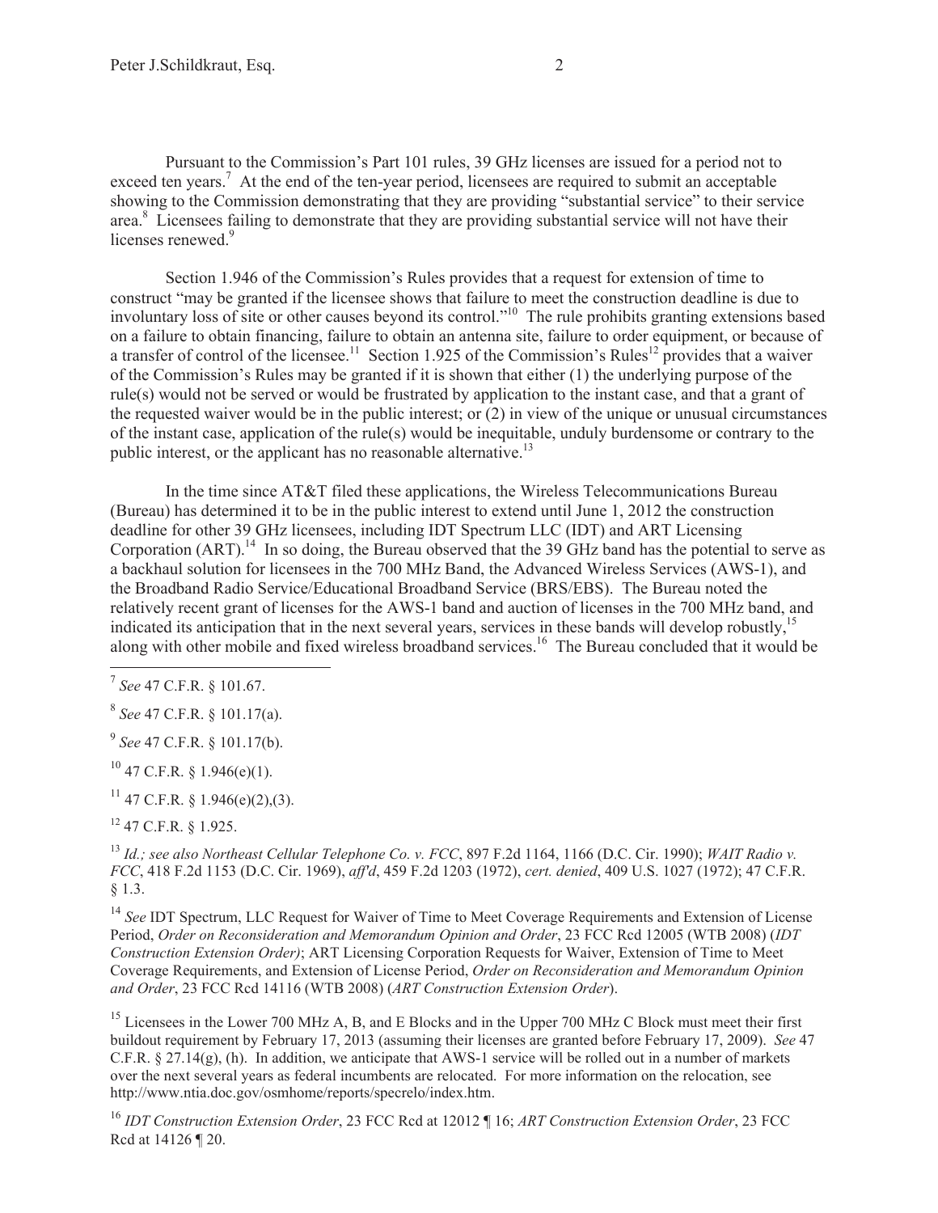Pursuant to the Commission's Part 101 rules, 39 GHz licenses are issued for a period not to exceed ten years.[7] At the end of the ten-year period, licensees are required to submit an acceptable showing to the Commission demonstrating that they are providing "substantial service" to their service area.[8] Licensees failing to demonstrate that they are providing substantial service will not have their licenses renewed.[9]

Section 1.946 of the Commission's Rules provides that a request for extension of time to construct "may be granted if the licensee shows that failure to meet the construction deadline is due to involuntary loss of site or other causes beyond its control."[10] The rule prohibits granting extensions based on a failure to obtain financing, failure to obtain an antenna site, failure to order equipment, or because of a transfer of control of the licensee.[11] Section 1.925 of the Commission's Rules[12] provides that a waiver of the Commission's Rules may be granted if it is shown that either (1) the underlying purpose of the rule(s) would not be served or would be frustrated by application to the instant case, and that a grant of the requested waiver would be in the public interest; or (2) in view of the unique or unusual circumstances of the instant case, application of the rule(s) would be inequitable, unduly burdensome or contrary to the public interest, or the applicant has no reasonable alternative.[13]

In the time since AT&T filed these applications, the Wireless Telecommunications Bureau (Bureau) has determined it to be in the public interest to extend until June 1, 2012 the construction deadline for other 39 GHz licensees, including IDT Spectrum LLC (IDT) and ART Licensing Corporation (ART).[14] In so doing, the Bureau observed that the 39 GHz band has the potential to serve as a backhaul solution for licensees in the 700 MHz Band, the Advanced Wireless Services (AWS-1), and the Broadband Radio Service/Educational Broadband Service (BRS/EBS). The Bureau noted the relatively recent grant of licenses for the AWS-1 band and auction of licenses in the 700 MHz band, and indicated its anticipation that in the next several years, services in these bands will develop robustly,[15] along with other mobile and fixed wireless broadband services.[16] The Bureau concluded that it would be

---

[7] *See* 47 C.F.R. § 101.67.

[8] *See* 47 C.F.R. § 101.17(a).

[9] *See* 47 C.F.R. § 101.17(b).

[10] 47 C.F.R. § 1.946(e)(1).

[11] 47 C.F.R. § 1.946(e)(2),(3).

[12] 47 C.F.R. § 1.925.

[13] *Id.; see also Northeast Cellular Telephone Co. v. FCC*, 897 F.2d 1164, 1166 (D.C. Cir. 1990); *WAIT Radio v. FCC*, 418 F.2d 1153 (D.C. Cir. 1969), *aff'd*, 459 F.2d 1203 (1972), *cert. denied*, 409 U.S. 1027 (1972); 47 C.F.R. § 1.3.

[14] *See* IDT Spectrum, LLC Request for Waiver of Time to Meet Coverage Requirements and Extension of License Period, *Order on Reconsideration and Memorandum Opinion and Order*, 23 FCC Rcd 12005 (WTB 2008) (*IDT Construction Extension Order)*; ART Licensing Corporation Requests for Waiver, Extension of Time to Meet Coverage Requirements, and Extension of License Period, *Order on Reconsideration and Memorandum Opinion and Order*, 23 FCC Rcd 14116 (WTB 2008) (*ART Construction Extension Order*).

[15] Licensees in the Lower 700 MHz A, B, and E Blocks and in the Upper 700 MHz C Block must meet their first buildout requirement by February 17, 2013 (assuming their licenses are granted before February 17, 2009). *See* 47 C.F.R. § 27.14(g), (h). In addition, we anticipate that AWS-1 service will be rolled out in a number of markets over the next several years as federal incumbents are relocated. For more information on the relocation, see http://www.ntia.doc.gov/osmhome/reports/specrelo/index.htm.

[16] *IDT Construction Extension Order*, 23 FCC Rcd at 12012 ¶ 16; *ART Construction Extension Order*, 23 FCC Rcd at 14126 ¶ 20.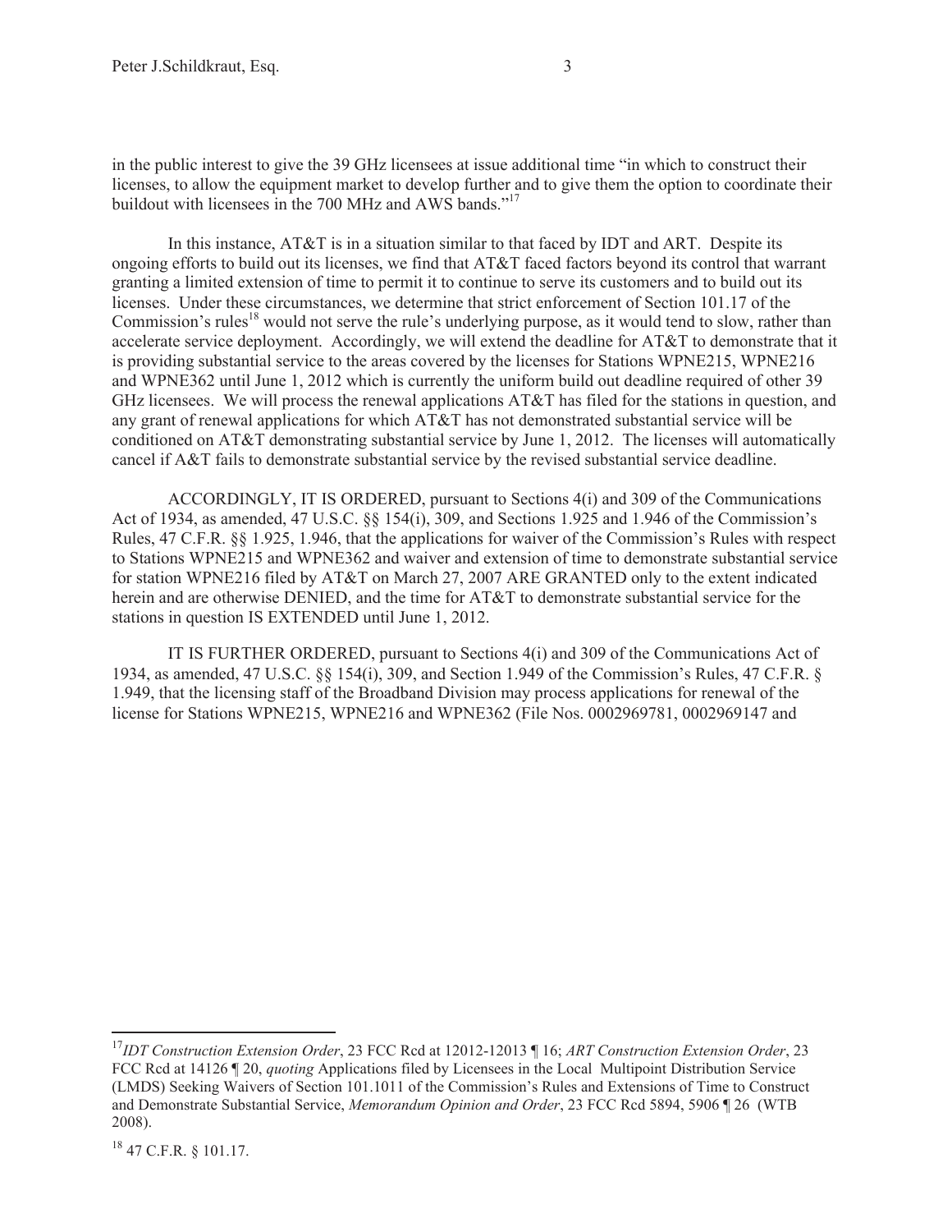in the public interest to give the 39 GHz licensees at issue additional time "in which to construct their licenses, to allow the equipment market to develop further and to give them the option to coordinate their buildout with licensees in the 700 MHz and AWS bands."[17]

In this instance, AT&T is in a situation similar to that faced by IDT and ART. Despite its ongoing efforts to build out its licenses, we find that AT&T faced factors beyond its control that warrant granting a limited extension of time to permit it to continue to serve its customers and to build out its licenses. Under these circumstances, we determine that strict enforcement of Section 101.17 of the Commission's rules[18] would not serve the rule's underlying purpose, as it would tend to slow, rather than accelerate service deployment. Accordingly, we will extend the deadline for AT&T to demonstrate that it is providing substantial service to the areas covered by the licenses for Stations WPNE215, WPNE216 and WPNE362 until June 1, 2012 which is currently the uniform build out deadline required of other 39 GHz licensees. We will process the renewal applications AT&T has filed for the stations in question, and any grant of renewal applications for which AT&T has not demonstrated substantial service will be conditioned on AT&T demonstrating substantial service by June 1, 2012. The licenses will automatically cancel if A&T fails to demonstrate substantial service by the revised substantial service deadline.

ACCORDINGLY, IT IS ORDERED, pursuant to Sections 4(i) and 309 of the Communications Act of 1934, as amended, 47 U.S.C. §§ 154(i), 309, and Sections 1.925 and 1.946 of the Commission's Rules, 47 C.F.R. §§ 1.925, 1.946, that the applications for waiver of the Commission's Rules with respect to Stations WPNE215 and WPNE362 and waiver and extension of time to demonstrate substantial service for station WPNE216 filed by AT&T on March 27, 2007 ARE GRANTED only to the extent indicated herein and are otherwise DENIED, and the time for AT&T to demonstrate substantial service for the stations in question IS EXTENDED until June 1, 2012.

IT IS FURTHER ORDERED, pursuant to Sections 4(i) and 309 of the Communications Act of 1934, as amended, 47 U.S.C. §§ 154(i), 309, and Section 1.949 of the Commission's Rules, 47 C.F.R. § 1.949, that the licensing staff of the Broadband Division may process applications for renewal of the license for Stations WPNE215, WPNE216 and WPNE362 (File Nos. 0002969781, 0002969147 and

---

[17] *IDT Construction Extension Order*, 23 FCC Rcd at 12012-12013 ¶ 16; *ART Construction Extension Order*, 23 FCC Rcd at 14126 ¶ 20, *quoting* Applications filed by Licensees in the Local Multipoint Distribution Service (LMDS) Seeking Waivers of Section 101.1011 of the Commission's Rules and Extensions of Time to Construct and Demonstrate Substantial Service, *Memorandum Opinion and Order*, 23 FCC Rcd 5894, 5906 ¶ 26 (WTB 2008).

[18] 47 C.F.R. § 101.17.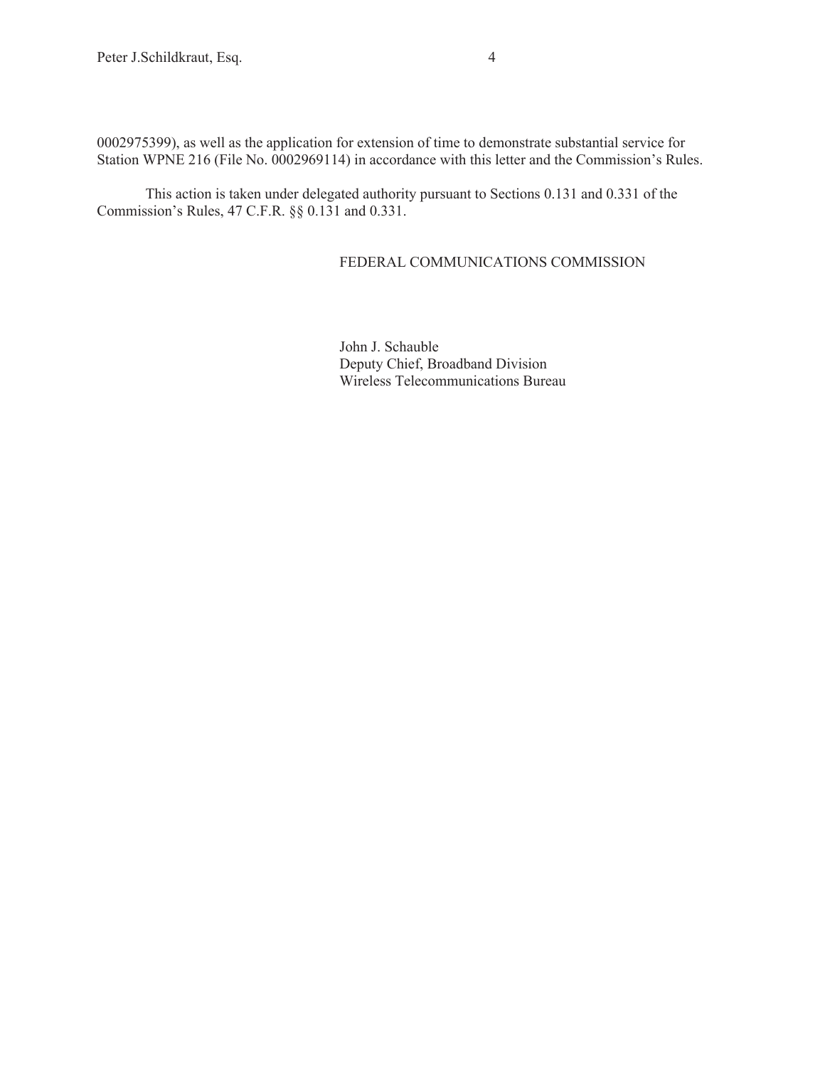0002975399), as well as the application for extension of time to demonstrate substantial service for Station WPNE 216 (File No. 0002969114) in accordance with this letter and the Commission's Rules.

This action is taken under delegated authority pursuant to Sections 0.131 and 0.331 of the Commission's Rules, 47 C.F.R. §§ 0.131 and 0.331.

FEDERAL COMMUNICATIONS COMMISSION

John J. Schauble
Deputy Chief, Broadband Division
Wireless Telecommunications Bureau